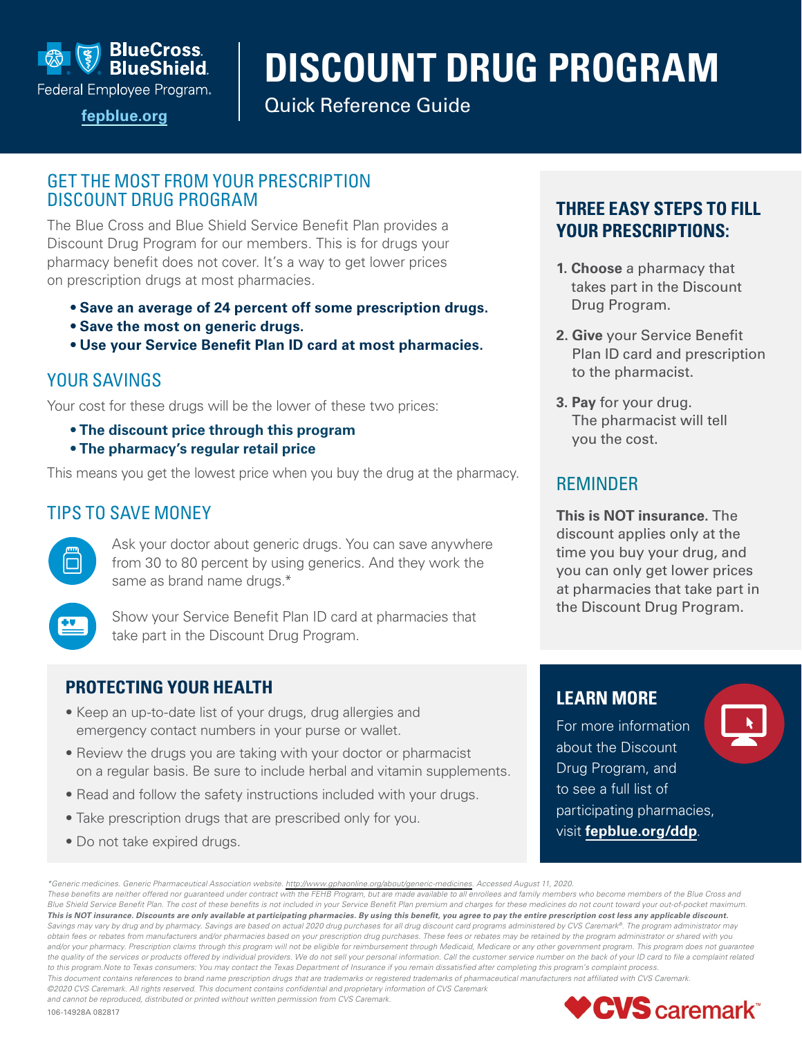BlueCross BlueShield Federal Employee Program.

fepblue.org

# DISCOUNT DRUG PROGRAM

Quick Reference Guide

## GET THE MOST FROM YOUR PRESCRIPTION DISCOUNT DRUG PROGRAM

The Blue Cross and Blue Shield Service Benefit Plan provides a Discount Drug Program for our members. This is for drugs your pharmacy benefit does not cover. It's a way to get lower prices on prescription drugs at most pharmacies.

- **Save an average of 24 percent off some prescription drugs.**
- **Save the most on generic drugs.**
- **Use your Service Benefit Plan ID card at most pharmacies.**

## YOUR SAVINGS

Your cost for these drugs will be the lower of these two prices:

- **The discount price through this program**
- **The pharmacy's regular retail price**

This means you get the lowest price when you buy the drug at the pharmacy.

## TIPS TO SAVE MONEY

Ask your doctor about generic drugs. You can save anywhere from 30 to 80 percent by using generics. And they work the same as brand name drugs.*

Show your Service Benefit Plan ID card at pharmacies that take part in the Discount Drug Program.

## PROTECTING YOUR HEALTH

- Keep an up-to-date list of your drugs, drug allergies and emergency contact numbers in your purse or wallet.
- Review the drugs you are taking with your doctor or pharmacist on a regular basis. Be sure to include herbal and vitamin supplements.
- Read and follow the safety instructions included with your drugs.
- Take prescription drugs that are prescribed only for you.
- Do not take expired drugs.

## THREE EASY STEPS TO FILL YOUR PRESCRIPTIONS:

1. **Choose** a pharmacy that takes part in the Discount Drug Program.
2. **Give** your Service Benefit Plan ID card and prescription to the pharmacist.
3. **Pay** for your drug. The pharmacist will tell you the cost.

## REMINDER

**This is NOT insurance.** The discount applies only at the time you buy your drug, and you can only get lower prices at pharmacies that take part in the Discount Drug Program.

## LEARN MORE

For more information about the Discount Drug Program, and to see a full list of participating pharmacies, visit **fepblue.org/ddp**.

*\*Generic medicines. Generic Pharmaceutical Association website. http://www.gphaonline.org/about/generic-medicines. Accessed August 11, 2020.*
*These benefits are neither offered nor guaranteed under contract with the FEHB Program, but are made available to all enrollees and family members who become members of the Blue Cross and Blue Shield Service Benefit Plan. The cost of these benefits is not included in your Service Benefit Plan premium and charges for these medicines do not count toward your out-of-pocket maximum.*
***This is NOT insurance. Discounts are only available at participating pharmacies. By using this benefit, you agree to pay the entire prescription cost less any applicable discount.***
*Savings may vary by drug and by pharmacy. Savings are based on actual 2020 drug purchases for all drug discount card programs administered by CVS Caremark®. The program administrator may obtain fees or rebates from manufacturers and/or pharmacies based on your prescription drug purchases. These fees or rebates may be retained by the program administrator or shared with you and/or your pharmacy. Prescription claims through this program will not be eligible for reimbursement through Medicaid, Medicare or any other government program. This program does not guarantee the quality of the services or products offered by individual providers. We do not sell your personal information. Call the customer service number on the back of your ID card to file a complaint related to this program. Note to Texas consumers: You may contact the Texas Department of Insurance if you remain dissatisfied after completing this program's complaint process.*
*This document contains references to brand name prescription drugs that are trademarks or registered trademarks of pharmaceutical manufacturers not affiliated with CVS Caremark.*
*©2020 CVS Caremark. All rights reserved. This document contains confidential and proprietary information of CVS Caremark and cannot be reproduced, distributed or printed without written permission from CVS Caremark.*

106-14928A 082817

CVS caremark™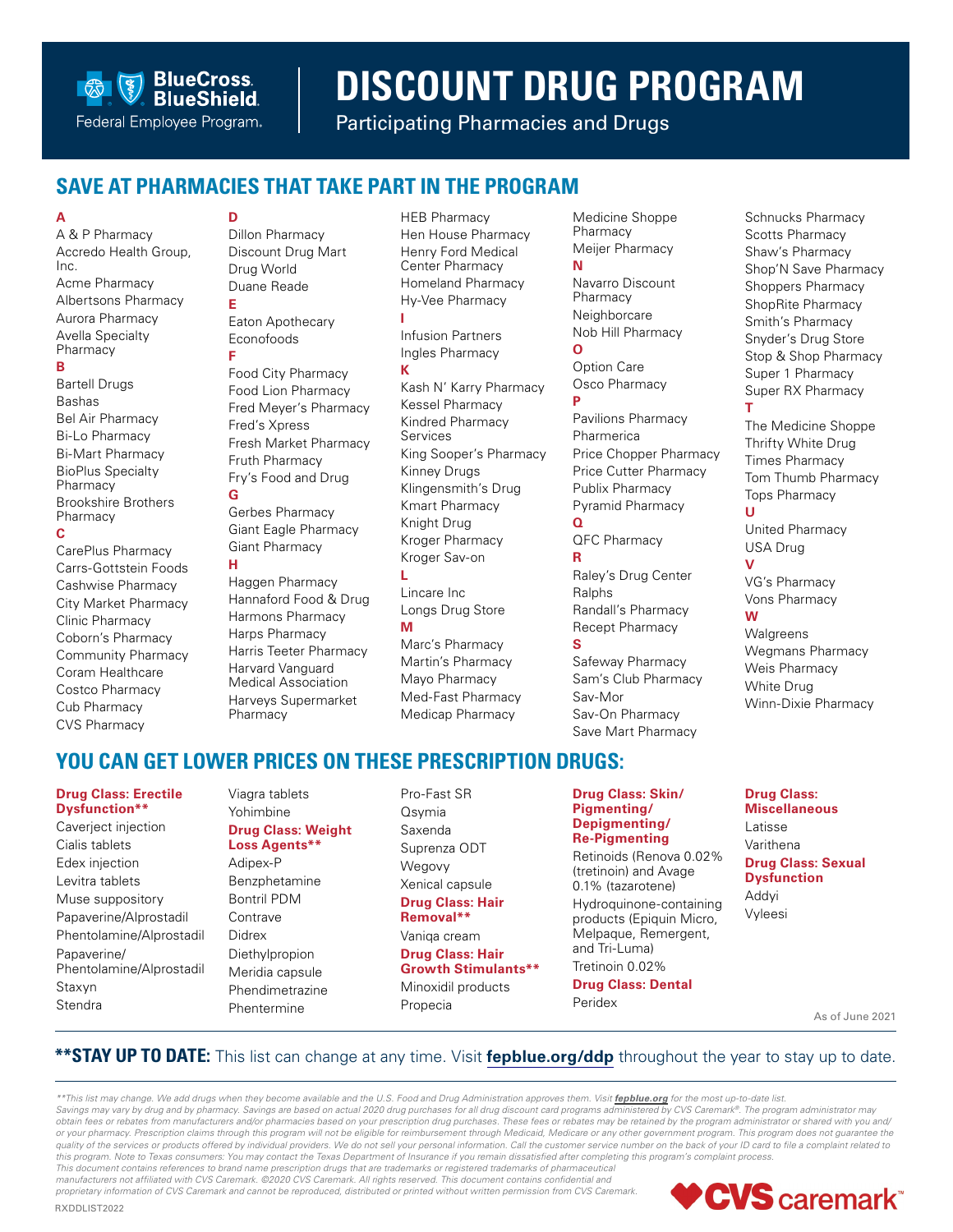BlueCross BlueShield Federal Employee Program.

# DISCOUNT DRUG PROGRAM

Participating Pharmacies and Drugs

## SAVE AT PHARMACIES THAT TAKE PART IN THE PROGRAM

**A**

A & P Pharmacy
Accredo Health Group, Inc.
Acme Pharmacy
Albertsons Pharmacy
Aurora Pharmacy
Avella Specialty Pharmacy

**B**

Bartell Drugs
Bashas
Bel Air Pharmacy
Bi-Lo Pharmacy
Bi-Mart Pharmacy
BioPlus Specialty Pharmacy
Brookshire Brothers Pharmacy

**C**

CarePlus Pharmacy
Carrs-Gottstein Foods
Cashwise Pharmacy
City Market Pharmacy
Clinic Pharmacy
Coborn's Pharmacy
Community Pharmacy
Coram Healthcare
Costco Pharmacy
Cub Pharmacy
CVS Pharmacy

**D**

Dillon Pharmacy
Discount Drug Mart
Drug World
Duane Reade

**E**

Eaton Apothecary
Econofoods

**F**

Food City Pharmacy
Food Lion Pharmacy
Fred Meyer's Pharmacy
Fred's Xpress
Fresh Market Pharmacy
Fruth Pharmacy
Fry's Food and Drug

**G**

Gerbes Pharmacy
Giant Eagle Pharmacy
Giant Pharmacy

**H**

Haggen Pharmacy
Hannaford Food & Drug
Harmons Pharmacy
Harps Pharmacy
Harris Teeter Pharmacy
Harvard Vanguard Medical Association
Harveys Supermarket Pharmacy
HEB Pharmacy
Hen House Pharmacy
Henry Ford Medical Center Pharmacy
Homeland Pharmacy
Hy-Vee Pharmacy

**I**

Infusion Partners
Ingles Pharmacy

**K**

Kash N' Karry Pharmacy
Kessel Pharmacy
Kindred Pharmacy Services
King Sooper's Pharmacy
Kinney Drugs
Klingensmith's Drug
Kmart Pharmacy
Knight Drug
Kroger Pharmacy
Kroger Sav-on

**L**

Lincare Inc
Longs Drug Store

**M**

Marc's Pharmacy
Martin's Pharmacy
Mayo Pharmacy
Med-Fast Pharmacy
Medicap Pharmacy
Medicine Shoppe Pharmacy
Meijer Pharmacy

**N**

Navarro Discount Pharmacy
Neighborcare
Nob Hill Pharmacy

**O**

Option Care
Osco Pharmacy

**P**

Pavilions Pharmacy
Pharmerica
Price Chopper Pharmacy
Price Cutter Pharmacy
Publix Pharmacy
Pyramid Pharmacy

**Q**

QFC Pharmacy

**R**

Raley's Drug Center
Ralphs
Randall's Pharmacy
Recept Pharmacy

**S**

Safeway Pharmacy
Sam's Club Pharmacy
Sav-Mor
Sav-On Pharmacy
Save Mart Pharmacy
Schnucks Pharmacy
Scotts Pharmacy
Shaw's Pharmacy
Shop'N Save Pharmacy
Shoppers Pharmacy
ShopRite Pharmacy
Smith's Pharmacy
Snyder's Drug Store
Stop & Shop Pharmacy
Super 1 Pharmacy
Super RX Pharmacy

**T**

The Medicine Shoppe
Thrifty White Drug
Times Pharmacy
Tom Thumb Pharmacy
Tops Pharmacy

**U**

United Pharmacy
USA Drug

**V**

VG's Pharmacy
Vons Pharmacy

**W**

Walgreens
Wegmans Pharmacy
Weis Pharmacy
White Drug
Winn-Dixie Pharmacy

## YOU CAN GET LOWER PRICES ON THESE PRESCRIPTION DRUGS:

**Drug Class: Erectile Dysfunction****

Caverject injection
Cialis tablets
Edex injection
Levitra tablets
Muse suppository
Papaverine/Alprostadil
Phentolamine/Alprostadil
Papaverine/Phentolamine/Alprostadil
Staxyn
Stendra
Viagra tablets
Yohimbine

**Drug Class: Weight Loss Agents****

Adipex-P
Benzphetamine
Bontril PDM
Contrave
Didrex
Diethylpropion
Meridia capsule
Phendimetrazine
Phentermine
Pro-Fast SR
Qsymia
Saxenda
Suprenza ODT
Wegovy
Xenical capsule

**Drug Class: Hair Removal****

Vaniqa cream

**Drug Class: Hair Growth Stimulants****

Minoxidil products
Propecia

**Drug Class: Skin/Pigmenting/Depigmenting/Re-Pigmenting**

Retinoids (Renova 0.02% (tretinoin) and Avage 0.1% (tazarotene)
Hydroquinone-containing products (Epiquin Micro, Melpaque, Remergent, and Tri-Luma)
Tretinoin 0.02%

**Drug Class: Dental**

Peridex

**Drug Class: Miscellaneous**

Latisse
Varithena

**Drug Class: Sexual Dysfunction**

Addyi
Vyleesi

As of June 2021

****STAY UP TO DATE:** This list can change at any time. Visit **fepblue.org/ddp** throughout the year to stay up to date.

*\*\*This list may change. We add drugs when they become available and the U.S. Food and Drug Administration approves them. Visit **fepblue.org** for the most up-to-date list.*
*Savings may vary by drug and by pharmacy. Savings are based on actual 2020 drug purchases for all drug discount card programs administered by CVS Caremark®. The program administrator may obtain fees or rebates from manufacturers and/or pharmacies based on your prescription drug purchases. These fees or rebates may be retained by the program administrator or shared with you and/or your pharmacy. Prescription claims through this program will not be eligible for reimbursement through Medicaid, Medicare or any other government program. This program does not guarantee the quality of the services or products offered by individual providers. We do not sell your personal information. Call the customer service number on the back of your ID card to file a complaint related to this program. Note to Texas consumers: You may contact the Texas Department of Insurance if you remain dissatisfied after completing this program's complaint process.*
*This document contains references to brand name prescription drugs that are trademarks or registered trademarks of pharmaceutical manufacturers not affiliated with CVS Caremark. ©2020 CVS Caremark. All rights reserved. This document contains confidential and proprietary information of CVS Caremark and cannot be reproduced, distributed or printed without written permission from CVS Caremark.*

RXDDLIST2022

CVS caremark™